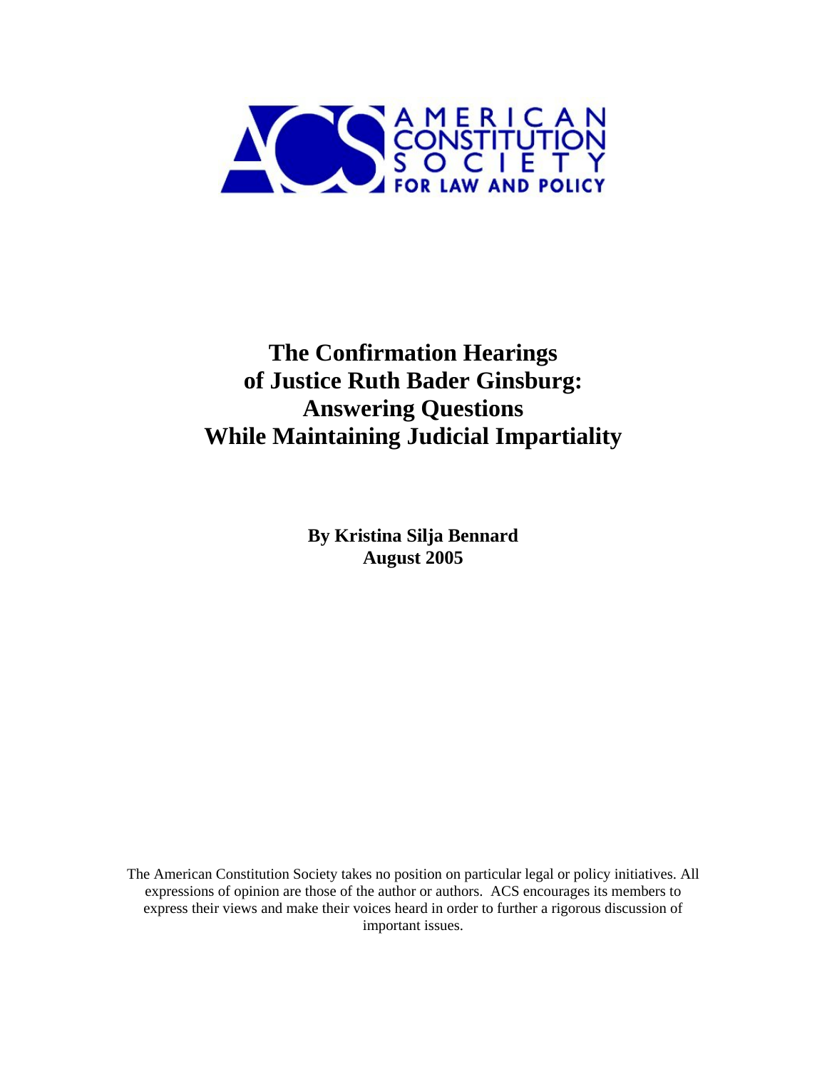AMERICAN CONSTITUTION SOCIETY FOR LAW AND POLICY

# The Confirmation Hearings of Justice Ruth Bader Ginsburg: Answering Questions While Maintaining Judicial Impartiality

**By Kristina Silja Bennard**
**August 2005**

The American Constitution Society takes no position on particular legal or policy initiatives. All expressions of opinion are those of the author or authors. ACS encourages its members to express their views and make their voices heard in order to further a rigorous discussion of important issues.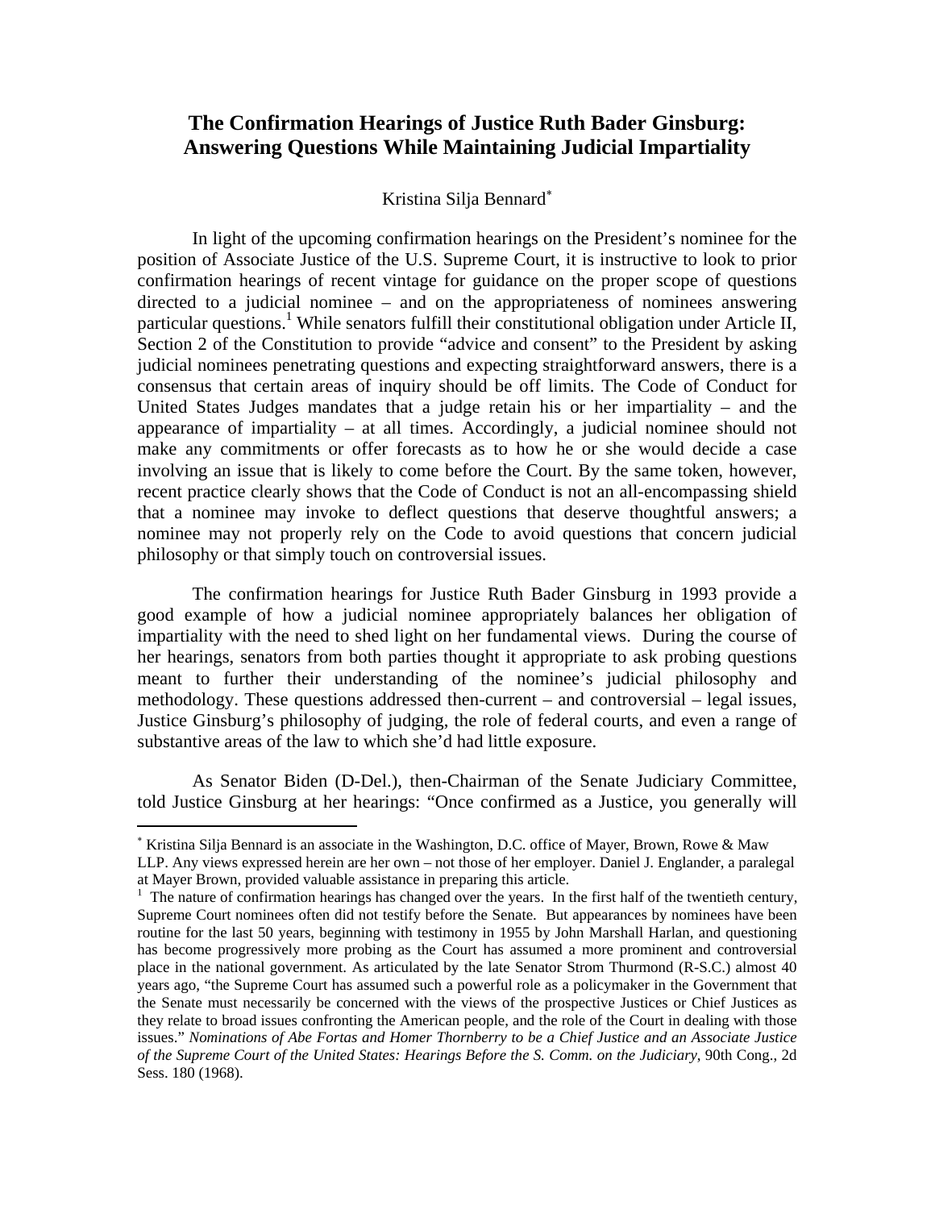# The Confirmation Hearings of Justice Ruth Bader Ginsburg: Answering Questions While Maintaining Judicial Impartiality

Kristina Silja Bennard*

In light of the upcoming confirmation hearings on the President's nominee for the position of Associate Justice of the U.S. Supreme Court, it is instructive to look to prior confirmation hearings of recent vintage for guidance on the proper scope of questions directed to a judicial nominee – and on the appropriateness of nominees answering particular questions.[1] While senators fulfill their constitutional obligation under Article II, Section 2 of the Constitution to provide "advice and consent" to the President by asking judicial nominees penetrating questions and expecting straightforward answers, there is a consensus that certain areas of inquiry should be off limits. The Code of Conduct for United States Judges mandates that a judge retain his or her impartiality – and the appearance of impartiality – at all times. Accordingly, a judicial nominee should not make any commitments or offer forecasts as to how he or she would decide a case involving an issue that is likely to come before the Court. By the same token, however, recent practice clearly shows that the Code of Conduct is not an all-encompassing shield that a nominee may invoke to deflect questions that deserve thoughtful answers; a nominee may not properly rely on the Code to avoid questions that concern judicial philosophy or that simply touch on controversial issues.

The confirmation hearings for Justice Ruth Bader Ginsburg in 1993 provide a good example of how a judicial nominee appropriately balances her obligation of impartiality with the need to shed light on her fundamental views. During the course of her hearings, senators from both parties thought it appropriate to ask probing questions meant to further their understanding of the nominee's judicial philosophy and methodology. These questions addressed then-current – and controversial – legal issues, Justice Ginsburg's philosophy of judging, the role of federal courts, and even a range of substantive areas of the law to which she'd had little exposure.

As Senator Biden (D-Del.), then-Chairman of the Senate Judiciary Committee, told Justice Ginsburg at her hearings: "Once confirmed as a Justice, you generally will

---

* Kristina Silja Bennard is an associate in the Washington, D.C. office of Mayer, Brown, Rowe & Maw LLP. Any views expressed herein are her own – not those of her employer. Daniel J. Englander, a paralegal at Mayer Brown, provided valuable assistance in preparing this article.

[1] The nature of confirmation hearings has changed over the years. In the first half of the twentieth century, Supreme Court nominees often did not testify before the Senate. But appearances by nominees have been routine for the last 50 years, beginning with testimony in 1955 by John Marshall Harlan, and questioning has become progressively more probing as the Court has assumed a more prominent and controversial place in the national government. As articulated by the late Senator Strom Thurmond (R-S.C.) almost 40 years ago, "the Supreme Court has assumed such a powerful role as a policymaker in the Government that the Senate must necessarily be concerned with the views of the prospective Justices or Chief Justices as they relate to broad issues confronting the American people, and the role of the Court in dealing with those issues." *Nominations of Abe Fortas and Homer Thornberry to be a Chief Justice and an Associate Justice of the Supreme Court of the United States: Hearings Before the S. Comm. on the Judiciary*, 90th Cong., 2d Sess. 180 (1968).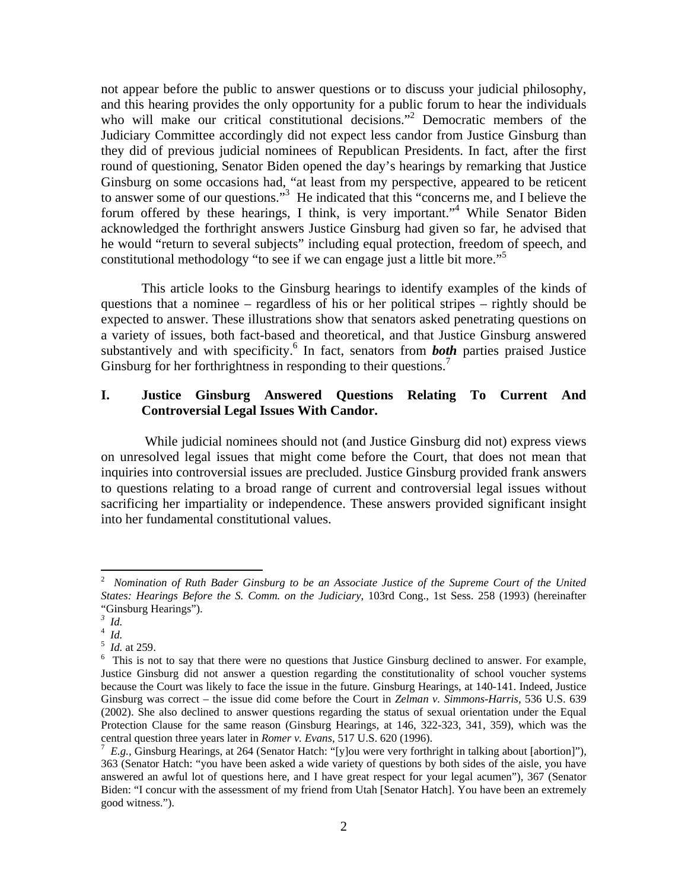not appear before the public to answer questions or to discuss your judicial philosophy, and this hearing provides the only opportunity for a public forum to hear the individuals who will make our critical constitutional decisions."[2] Democratic members of the Judiciary Committee accordingly did not expect less candor from Justice Ginsburg than they did of previous judicial nominees of Republican Presidents. In fact, after the first round of questioning, Senator Biden opened the day's hearings by remarking that Justice Ginsburg on some occasions had, "at least from my perspective, appeared to be reticent to answer some of our questions."[3] He indicated that this "concerns me, and I believe the forum offered by these hearings, I think, is very important."[4] While Senator Biden acknowledged the forthright answers Justice Ginsburg had given so far, he advised that he would "return to several subjects" including equal protection, freedom of speech, and constitutional methodology "to see if we can engage just a little bit more."[5]

This article looks to the Ginsburg hearings to identify examples of the kinds of questions that a nominee – regardless of his or her political stripes – rightly should be expected to answer. These illustrations show that senators asked penetrating questions on a variety of issues, both fact-based and theoretical, and that Justice Ginsburg answered substantively and with specificity.[6] In fact, senators from ***both*** parties praised Justice Ginsburg for her forthrightness in responding to their questions.[7]

## I. Justice Ginsburg Answered Questions Relating To Current And Controversial Legal Issues With Candor.

While judicial nominees should not (and Justice Ginsburg did not) express views on unresolved legal issues that might come before the Court, that does not mean that inquiries into controversial issues are precluded. Justice Ginsburg provided frank answers to questions relating to a broad range of current and controversial legal issues without sacrificing her impartiality or independence. These answers provided significant insight into her fundamental constitutional values.

---

[2] *Nomination of Ruth Bader Ginsburg to be an Associate Justice of the Supreme Court of the United States: Hearings Before the S. Comm. on the Judiciary*, 103rd Cong., 1st Sess. 258 (1993) (hereinafter "Ginsburg Hearings").

[3] *Id.*

[4] *Id.*

[5] *Id.* at 259.

[6] This is not to say that there were no questions that Justice Ginsburg declined to answer. For example, Justice Ginsburg did not answer a question regarding the constitutionality of school voucher systems because the Court was likely to face the issue in the future. Ginsburg Hearings, at 140-141. Indeed, Justice Ginsburg was correct – the issue did come before the Court in *Zelman v. Simmons-Harris*, 536 U.S. 639 (2002). She also declined to answer questions regarding the status of sexual orientation under the Equal Protection Clause for the same reason (Ginsburg Hearings, at 146, 322-323, 341, 359), which was the central question three years later in *Romer v. Evans*, 517 U.S. 620 (1996).

[7] *E.g.*, Ginsburg Hearings, at 264 (Senator Hatch: "[y]ou were very forthright in talking about [abortion]"), 363 (Senator Hatch: "you have been asked a wide variety of questions by both sides of the aisle, you have answered an awful lot of questions here, and I have great respect for your legal acumen"), 367 (Senator Biden: "I concur with the assessment of my friend from Utah [Senator Hatch]. You have been an extremely good witness.").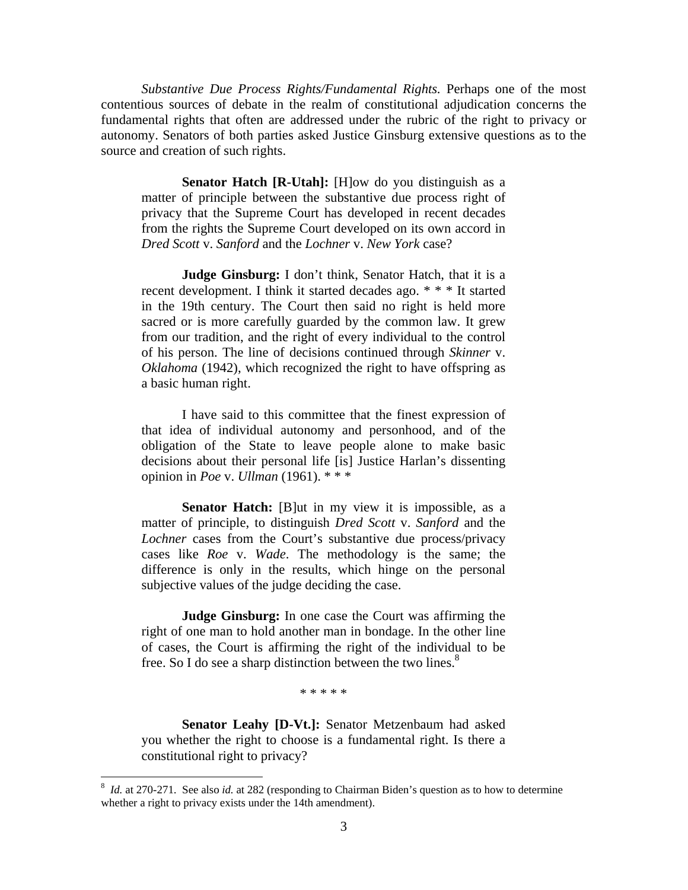*Substantive Due Process Rights/Fundamental Rights.* Perhaps one of the most contentious sources of debate in the realm of constitutional adjudication concerns the fundamental rights that often are addressed under the rubric of the right to privacy or autonomy. Senators of both parties asked Justice Ginsburg extensive questions as to the source and creation of such rights.

> **Senator Hatch [R-Utah]:** [H]ow do you distinguish as a matter of principle between the substantive due process right of privacy that the Supreme Court has developed in recent decades from the rights the Supreme Court developed on its own accord in *Dred Scott* v. *Sanford* and the *Lochner* v. *New York* case?
>
> **Judge Ginsburg:** I don't think, Senator Hatch, that it is a recent development. I think it started decades ago. * * * It started in the 19th century. The Court then said no right is held more sacred or is more carefully guarded by the common law. It grew from our tradition, and the right of every individual to the control of his person. The line of decisions continued through *Skinner* v. *Oklahoma* (1942), which recognized the right to have offspring as a basic human right.
>
> I have said to this committee that the finest expression of that idea of individual autonomy and personhood, and of the obligation of the State to leave people alone to make basic decisions about their personal life [is] Justice Harlan's dissenting opinion in *Poe* v. *Ullman* (1961). * * *
>
> **Senator Hatch:** [B]ut in my view it is impossible, as a matter of principle, to distinguish *Dred Scott* v. *Sanford* and the *Lochner* cases from the Court's substantive due process/privacy cases like *Roe* v. *Wade*. The methodology is the same; the difference is only in the results, which hinge on the personal subjective values of the judge deciding the case.
>
> **Judge Ginsburg:** In one case the Court was affirming the right of one man to hold another man in bondage. In the other line of cases, the Court is affirming the right of the individual to be free. So I do see a sharp distinction between the two lines.[8]
>
> * * * * *
>
> **Senator Leahy [D-Vt.]:** Senator Metzenbaum had asked you whether the right to choose is a fundamental right. Is there a constitutional right to privacy?

[8] *Id.* at 270-271. See also *id.* at 282 (responding to Chairman Biden's question as to how to determine whether a right to privacy exists under the 14th amendment).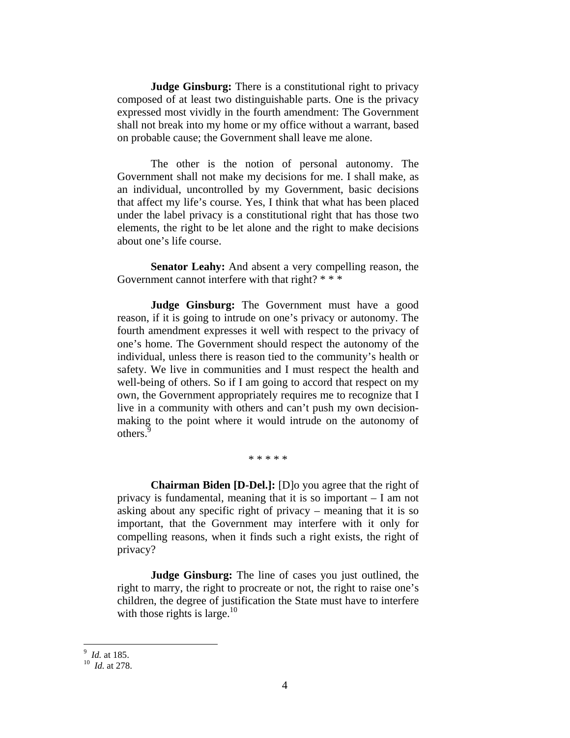**Judge Ginsburg:** There is a constitutional right to privacy composed of at least two distinguishable parts. One is the privacy expressed most vividly in the fourth amendment: The Government shall not break into my home or my office without a warrant, based on probable cause; the Government shall leave me alone.

The other is the notion of personal autonomy. The Government shall not make my decisions for me. I shall make, as an individual, uncontrolled by my Government, basic decisions that affect my life's course. Yes, I think that what has been placed under the label privacy is a constitutional right that has those two elements, the right to be let alone and the right to make decisions about one's life course.

**Senator Leahy:** And absent a very compelling reason, the Government cannot interfere with that right? * * *

**Judge Ginsburg:** The Government must have a good reason, if it is going to intrude on one's privacy or autonomy. The fourth amendment expresses it well with respect to the privacy of one's home. The Government should respect the autonomy of the individual, unless there is reason tied to the community's health or safety. We live in communities and I must respect the health and well-being of others. So if I am going to accord that respect on my own, the Government appropriately requires me to recognize that I live in a community with others and can't push my own decision-making to the point where it would intrude on the autonomy of others.[9]

* * * * *

**Chairman Biden [D-Del.]:** [D]o you agree that the right of privacy is fundamental, meaning that it is so important – I am not asking about any specific right of privacy – meaning that it is so important, that the Government may interfere with it only for compelling reasons, when it finds such a right exists, the right of privacy?

**Judge Ginsburg:** The line of cases you just outlined, the right to marry, the right to procreate or not, the right to raise one's children, the degree of justification the State must have to interfere with those rights is large.[10]

---

[9] *Id.* at 185.

[10] *Id.* at 278.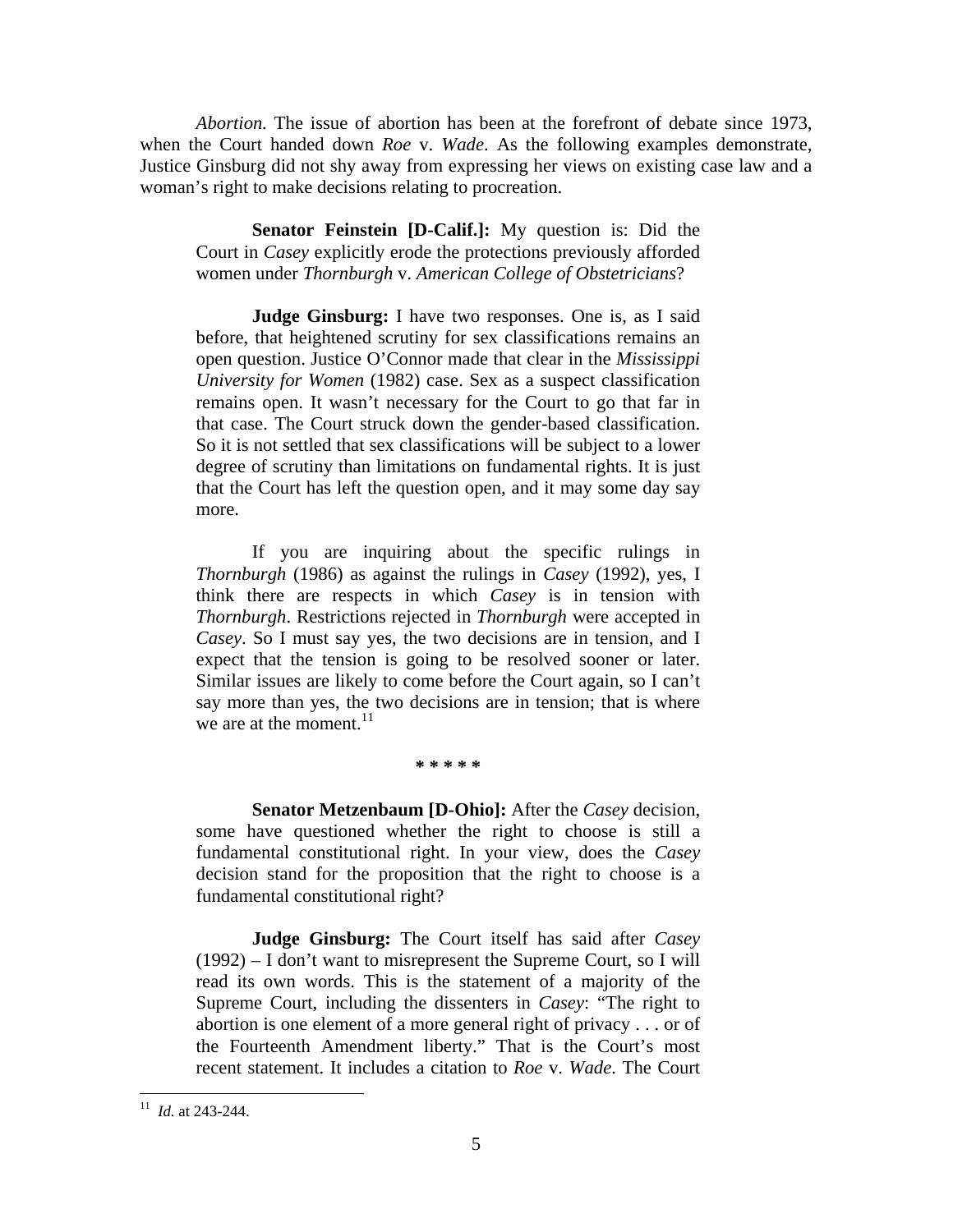*Abortion.* The issue of abortion has been at the forefront of debate since 1973, when the Court handed down *Roe* v. *Wade*. As the following examples demonstrate, Justice Ginsburg did not shy away from expressing her views on existing case law and a woman's right to make decisions relating to procreation.

> **Senator Feinstein [D-Calif.]:** My question is: Did the Court in *Casey* explicitly erode the protections previously afforded women under *Thornburgh* v. *American College of Obstetricians*?
>
> **Judge Ginsburg:** I have two responses. One is, as I said before, that heightened scrutiny for sex classifications remains an open question. Justice O'Connor made that clear in the *Mississippi University for Women* (1982) case. Sex as a suspect classification remains open. It wasn't necessary for the Court to go that far in that case. The Court struck down the gender-based classification. So it is not settled that sex classifications will be subject to a lower degree of scrutiny than limitations on fundamental rights. It is just that the Court has left the question open, and it may some day say more.
>
> If you are inquiring about the specific rulings in *Thornburgh* (1986) as against the rulings in *Casey* (1992), yes, I think there are respects in which *Casey* is in tension with *Thornburgh*. Restrictions rejected in *Thornburgh* were accepted in *Casey*. So I must say yes, the two decisions are in tension, and I expect that the tension is going to be resolved sooner or later. Similar issues are likely to come before the Court again, so I can't say more than yes, the two decisions are in tension; that is where we are at the moment.[11]
>
> \* \* \* \* \*
>
> **Senator Metzenbaum [D-Ohio]:** After the *Casey* decision, some have questioned whether the right to choose is still a fundamental constitutional right. In your view, does the *Casey* decision stand for the proposition that the right to choose is a fundamental constitutional right?
>
> **Judge Ginsburg:** The Court itself has said after *Casey* (1992) – I don't want to misrepresent the Supreme Court, so I will read its own words. This is the statement of a majority of the Supreme Court, including the dissenters in *Casey*: "The right to abortion is one element of a more general right of privacy . . . or of the Fourteenth Amendment liberty." That is the Court's most recent statement. It includes a citation to *Roe* v. *Wade*. The Court

[11] *Id.* at 243-244.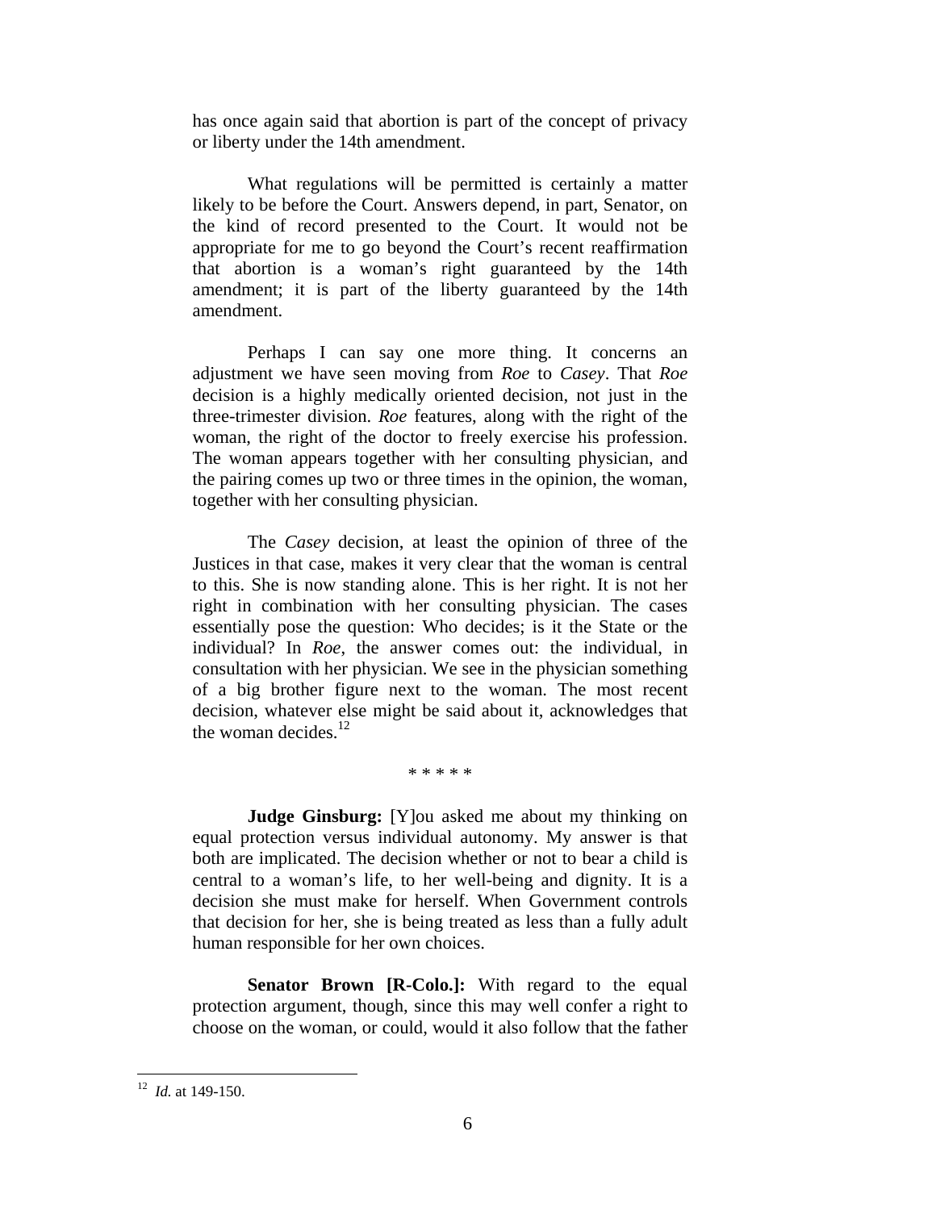has once again said that abortion is part of the concept of privacy or liberty under the 14th amendment.

What regulations will be permitted is certainly a matter likely to be before the Court. Answers depend, in part, Senator, on the kind of record presented to the Court. It would not be appropriate for me to go beyond the Court's recent reaffirmation that abortion is a woman's right guaranteed by the 14th amendment; it is part of the liberty guaranteed by the 14th amendment.

Perhaps I can say one more thing. It concerns an adjustment we have seen moving from *Roe* to *Casey*. That *Roe* decision is a highly medically oriented decision, not just in the three-trimester division. *Roe* features, along with the right of the woman, the right of the doctor to freely exercise his profession. The woman appears together with her consulting physician, and the pairing comes up two or three times in the opinion, the woman, together with her consulting physician.

The *Casey* decision, at least the opinion of three of the Justices in that case, makes it very clear that the woman is central to this. She is now standing alone. This is her right. It is not her right in combination with her consulting physician. The cases essentially pose the question: Who decides; is it the State or the individual? In *Roe*, the answer comes out: the individual, in consultation with her physician. We see in the physician something of a big brother figure next to the woman. The most recent decision, whatever else might be said about it, acknowledges that the woman decides.[12]

* * * * *

**Judge Ginsburg:** [Y]ou asked me about my thinking on equal protection versus individual autonomy. My answer is that both are implicated. The decision whether or not to bear a child is central to a woman's life, to her well-being and dignity. It is a decision she must make for herself. When Government controls that decision for her, she is being treated as less than a fully adult human responsible for her own choices.

**Senator Brown [R-Colo.]:** With regard to the equal protection argument, though, since this may well confer a right to choose on the woman, or could, would it also follow that the father

[12] *Id.* at 149-150.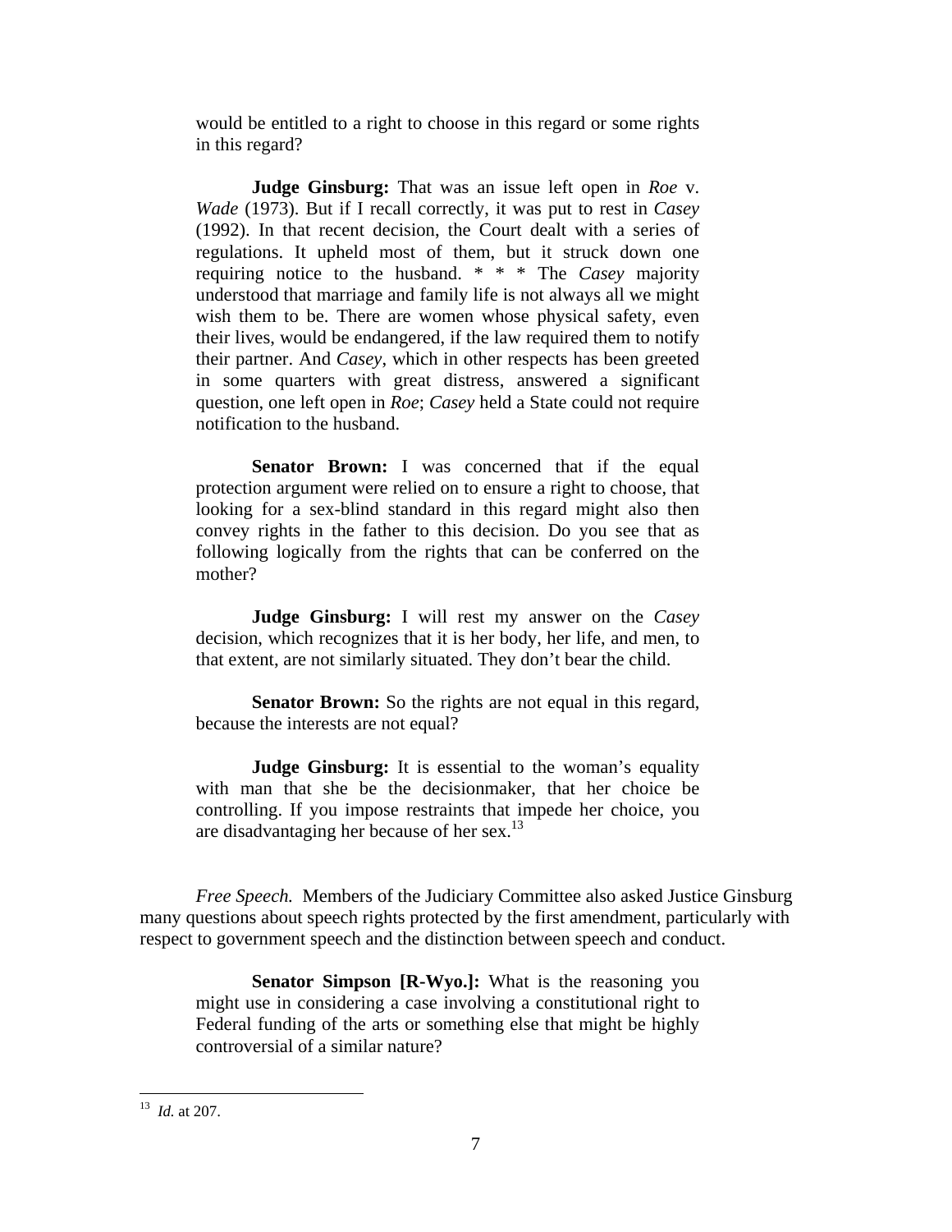would be entitled to a right to choose in this regard or some rights in this regard?

**Judge Ginsburg:** That was an issue left open in *Roe* v. *Wade* (1973). But if I recall correctly, it was put to rest in *Casey* (1992). In that recent decision, the Court dealt with a series of regulations. It upheld most of them, but it struck down one requiring notice to the husband. * * * The *Casey* majority understood that marriage and family life is not always all we might wish them to be. There are women whose physical safety, even their lives, would be endangered, if the law required them to notify their partner. And *Casey*, which in other respects has been greeted in some quarters with great distress, answered a significant question, one left open in *Roe*; *Casey* held a State could not require notification to the husband.

**Senator Brown:** I was concerned that if the equal protection argument were relied on to ensure a right to choose, that looking for a sex-blind standard in this regard might also then convey rights in the father to this decision. Do you see that as following logically from the rights that can be conferred on the mother?

**Judge Ginsburg:** I will rest my answer on the *Casey* decision, which recognizes that it is her body, her life, and men, to that extent, are not similarly situated. They don't bear the child.

**Senator Brown:** So the rights are not equal in this regard, because the interests are not equal?

**Judge Ginsburg:** It is essential to the woman's equality with man that she be the decisionmaker, that her choice be controlling. If you impose restraints that impede her choice, you are disadvantaging her because of her sex.[13]

*Free Speech.* Members of the Judiciary Committee also asked Justice Ginsburg many questions about speech rights protected by the first amendment, particularly with respect to government speech and the distinction between speech and conduct.

**Senator Simpson [R-Wyo.]:** What is the reasoning you might use in considering a case involving a constitutional right to Federal funding of the arts or something else that might be highly controversial of a similar nature?

---

[13] *Id.* at 207.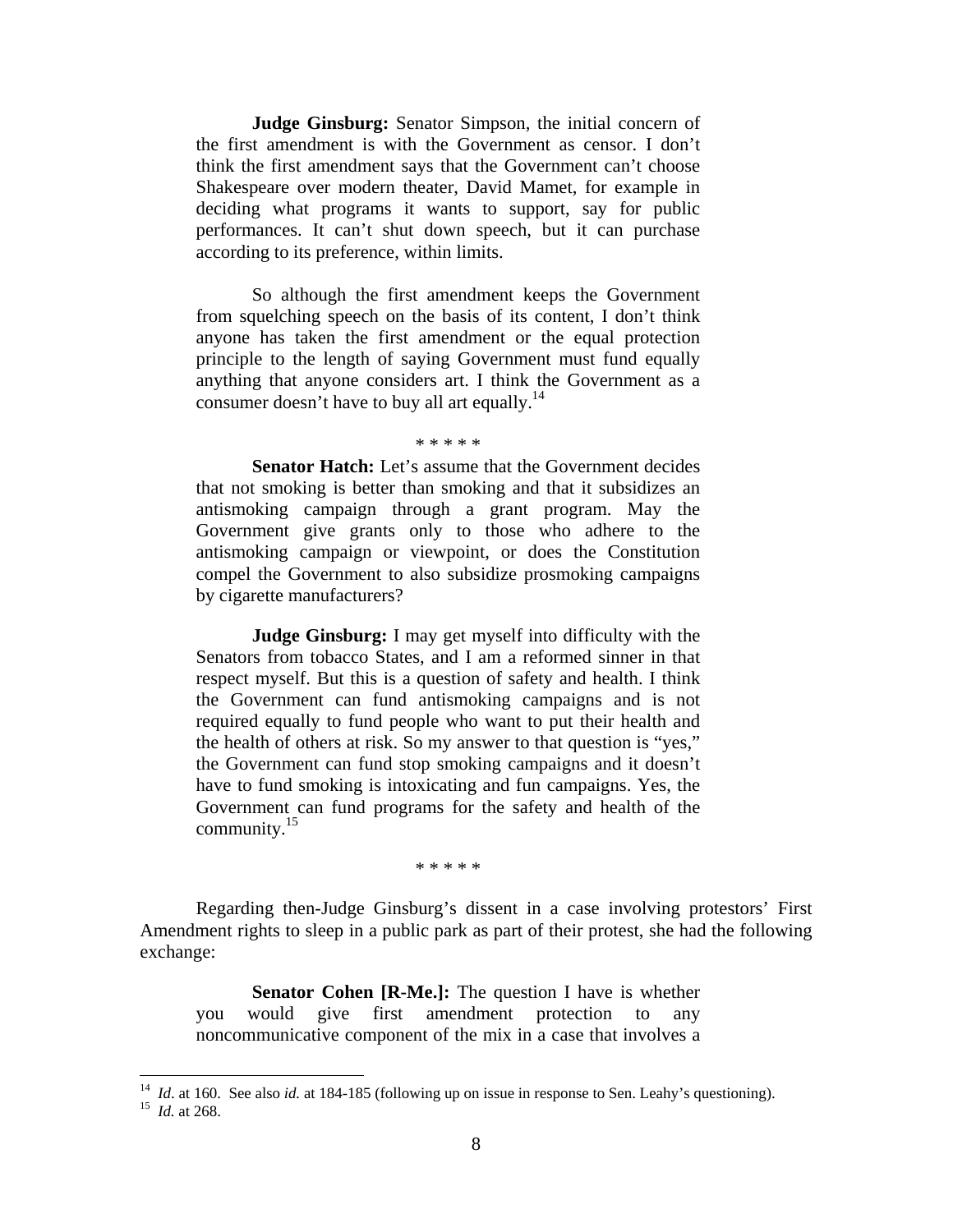**Judge Ginsburg:** Senator Simpson, the initial concern of the first amendment is with the Government as censor. I don't think the first amendment says that the Government can't choose Shakespeare over modern theater, David Mamet, for example in deciding what programs it wants to support, say for public performances. It can't shut down speech, but it can purchase according to its preference, within limits.

So although the first amendment keeps the Government from squelching speech on the basis of its content, I don't think anyone has taken the first amendment or the equal protection principle to the length of saying Government must fund equally anything that anyone considers art. I think the Government as a consumer doesn't have to buy all art equally.[14]

\* \* \* \* \*

**Senator Hatch:** Let's assume that the Government decides that not smoking is better than smoking and that it subsidizes an antismoking campaign through a grant program. May the Government give grants only to those who adhere to the antismoking campaign or viewpoint, or does the Constitution compel the Government to also subsidize prosmoking campaigns by cigarette manufacturers?

**Judge Ginsburg:** I may get myself into difficulty with the Senators from tobacco States, and I am a reformed sinner in that respect myself. But this is a question of safety and health. I think the Government can fund antismoking campaigns and is not required equally to fund people who want to put their health and the health of others at risk. So my answer to that question is "yes," the Government can fund stop smoking campaigns and it doesn't have to fund smoking is intoxicating and fun campaigns. Yes, the Government can fund programs for the safety and health of the community.[15]

\* \* \* \* \*

Regarding then-Judge Ginsburg's dissent in a case involving protestors' First Amendment rights to sleep in a public park as part of their protest, she had the following exchange:

**Senator Cohen [R-Me.]:** The question I have is whether you would give first amendment protection to any noncommunicative component of the mix in a case that involves a

---

[14] *Id*. at 160. See also *id.* at 184-185 (following up on issue in response to Sen. Leahy's questioning).

[15] *Id.* at 268.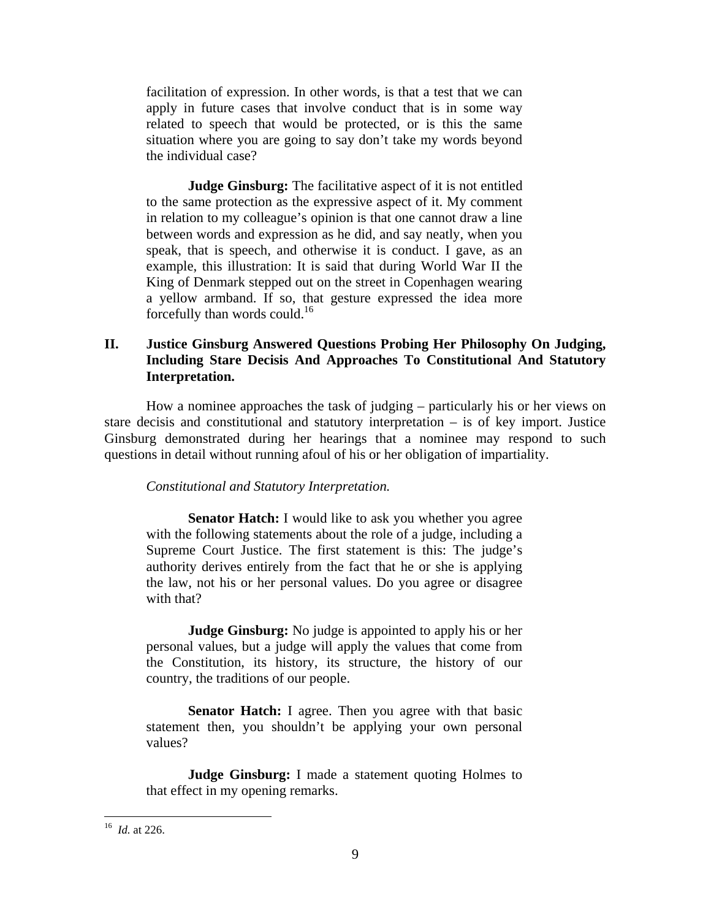facilitation of expression. In other words, is that a test that we can apply in future cases that involve conduct that is in some way related to speech that would be protected, or is this the same situation where you are going to say don't take my words beyond the individual case?

> **Judge Ginsburg:** The facilitative aspect of it is not entitled to the same protection as the expressive aspect of it. My comment in relation to my colleague's opinion is that one cannot draw a line between words and expression as he did, and say neatly, when you speak, that is speech, and otherwise it is conduct. I gave, as an example, this illustration: It is said that during World War II the King of Denmark stepped out on the street in Copenhagen wearing a yellow armband. If so, that gesture expressed the idea more forcefully than words could.[16]

## II. Justice Ginsburg Answered Questions Probing Her Philosophy On Judging, Including Stare Decisis And Approaches To Constitutional And Statutory Interpretation.

How a nominee approaches the task of judging – particularly his or her views on stare decisis and constitutional and statutory interpretation – is of key import. Justice Ginsburg demonstrated during her hearings that a nominee may respond to such questions in detail without running afoul of his or her obligation of impartiality.

*Constitutional and Statutory Interpretation.*

> **Senator Hatch:** I would like to ask you whether you agree with the following statements about the role of a judge, including a Supreme Court Justice. The first statement is this: The judge's authority derives entirely from the fact that he or she is applying the law, not his or her personal values. Do you agree or disagree with that?
>
> **Judge Ginsburg:** No judge is appointed to apply his or her personal values, but a judge will apply the values that come from the Constitution, its history, its structure, the history of our country, the traditions of our people.
>
> **Senator Hatch:** I agree. Then you agree with that basic statement then, you shouldn't be applying your own personal values?
>
> **Judge Ginsburg:** I made a statement quoting Holmes to that effect in my opening remarks.

---

[16] *Id.* at 226.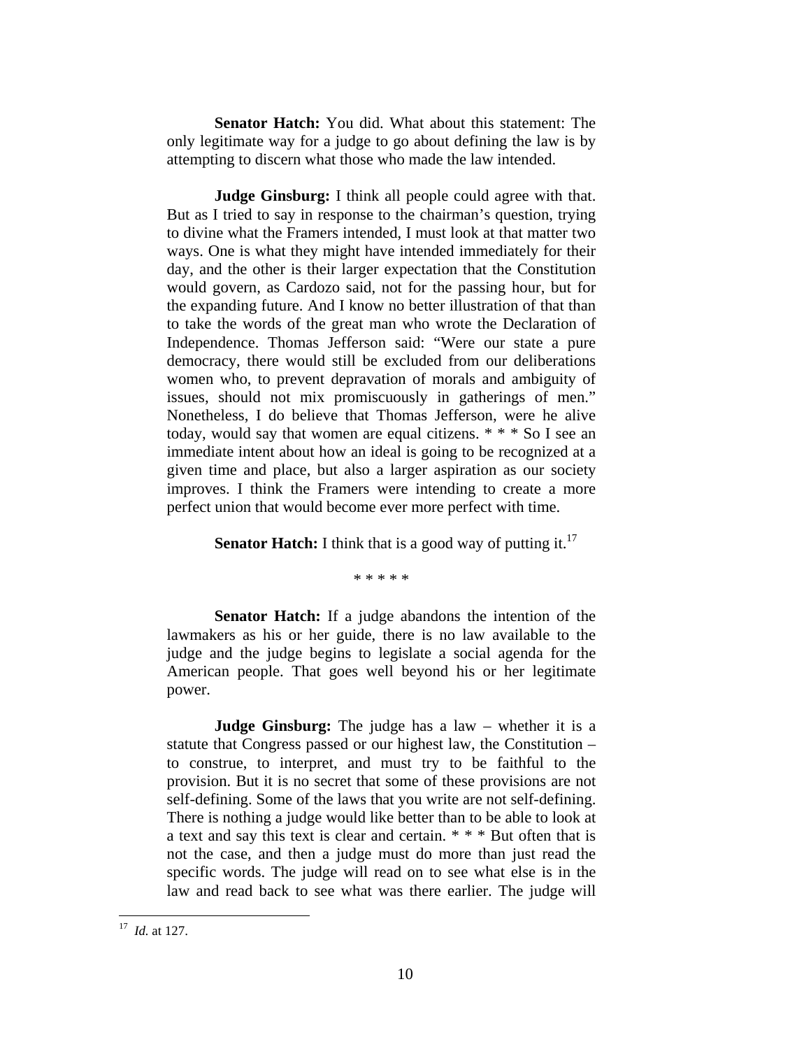**Senator Hatch:** You did. What about this statement: The only legitimate way for a judge to go about defining the law is by attempting to discern what those who made the law intended.

**Judge Ginsburg:** I think all people could agree with that. But as I tried to say in response to the chairman's question, trying to divine what the Framers intended, I must look at that matter two ways. One is what they might have intended immediately for their day, and the other is their larger expectation that the Constitution would govern, as Cardozo said, not for the passing hour, but for the expanding future. And I know no better illustration of that than to take the words of the great man who wrote the Declaration of Independence. Thomas Jefferson said: "Were our state a pure democracy, there would still be excluded from our deliberations women who, to prevent depravation of morals and ambiguity of issues, should not mix promiscuously in gatherings of men." Nonetheless, I do believe that Thomas Jefferson, were he alive today, would say that women are equal citizens. * * * So I see an immediate intent about how an ideal is going to be recognized at a given time and place, but also a larger aspiration as our society improves. I think the Framers were intending to create a more perfect union that would become ever more perfect with time.

**Senator Hatch:** I think that is a good way of putting it.[17]

\* * * * *

**Senator Hatch:** If a judge abandons the intention of the lawmakers as his or her guide, there is no law available to the judge and the judge begins to legislate a social agenda for the American people. That goes well beyond his or her legitimate power.

**Judge Ginsburg:** The judge has a law – whether it is a statute that Congress passed or our highest law, the Constitution – to construe, to interpret, and must try to be faithful to the provision. But it is no secret that some of these provisions are not self-defining. Some of the laws that you write are not self-defining. There is nothing a judge would like better than to be able to look at a text and say this text is clear and certain. * * * But often that is not the case, and then a judge must do more than just read the specific words. The judge will read on to see what else is in the law and read back to see what was there earlier. The judge will

---

[17] *Id.* at 127.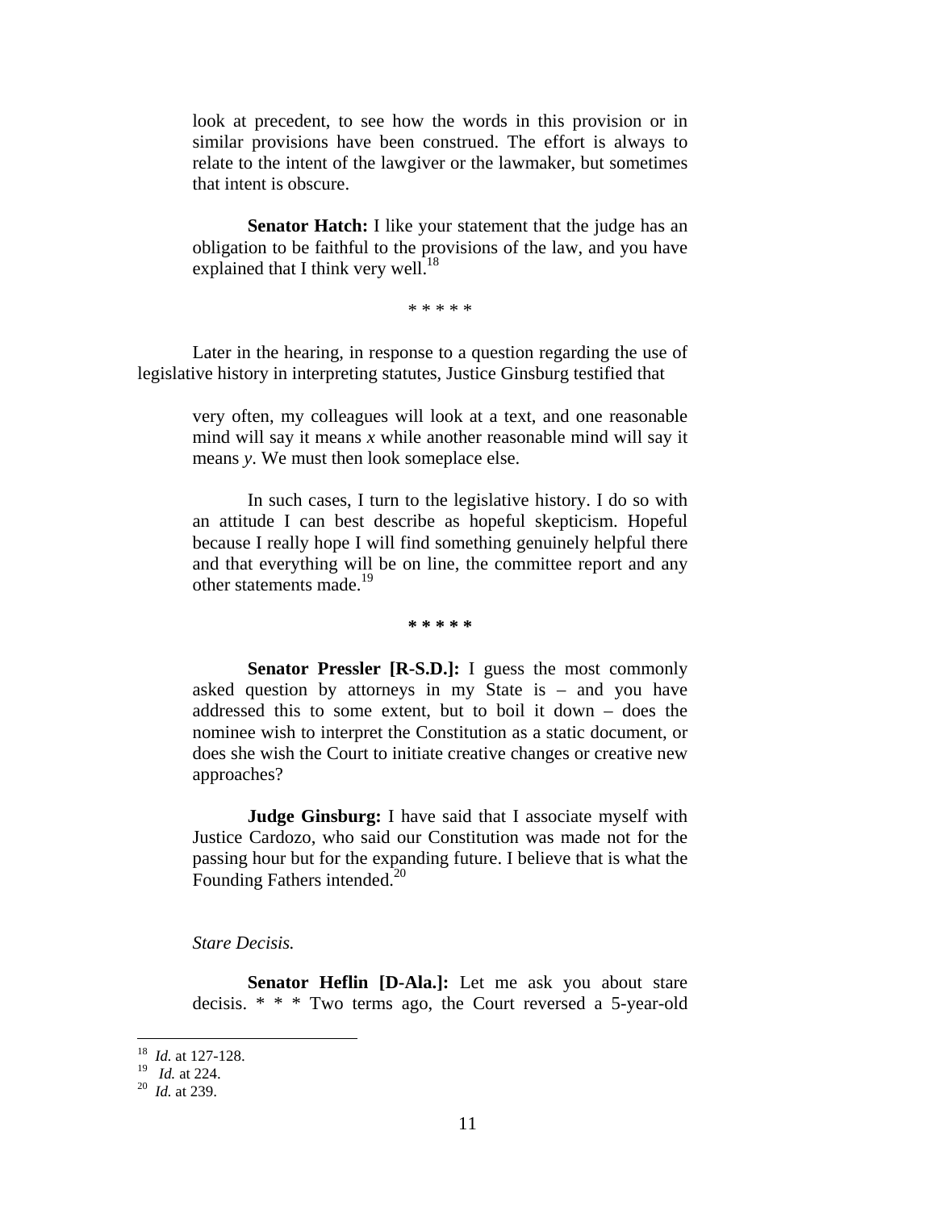look at precedent, to see how the words in this provision or in similar provisions have been construed. The effort is always to relate to the intent of the lawgiver or the lawmaker, but sometimes that intent is obscure.

> **Senator Hatch:** I like your statement that the judge has an obligation to be faithful to the provisions of the law, and you have explained that I think very well.[18]

\* \* \* \* \*

Later in the hearing, in response to a question regarding the use of legislative history in interpreting statutes, Justice Ginsburg testified that

> very often, my colleagues will look at a text, and one reasonable mind will say it means *x* while another reasonable mind will say it means *y*. We must then look someplace else.
>
> In such cases, I turn to the legislative history. I do so with an attitude I can best describe as hopeful skepticism. Hopeful because I really hope I will find something genuinely helpful there and that everything will be on line, the committee report and any other statements made.[19]

**\* \* \* \* \***

> **Senator Pressler [R-S.D.]:** I guess the most commonly asked question by attorneys in my State is – and you have addressed this to some extent, but to boil it down – does the nominee wish to interpret the Constitution as a static document, or does she wish the Court to initiate creative changes or creative new approaches?
>
> **Judge Ginsburg:** I have said that I associate myself with Justice Cardozo, who said our Constitution was made not for the passing hour but for the expanding future. I believe that is what the Founding Fathers intended.[20]

*Stare Decisis.*

> **Senator Heflin [D-Ala.]:** Let me ask you about stare decisis. * * * Two terms ago, the Court reversed a 5-year-old

---

[18] *Id.* at 127-128.

[19] *Id.* at 224.

[20] *Id.* at 239.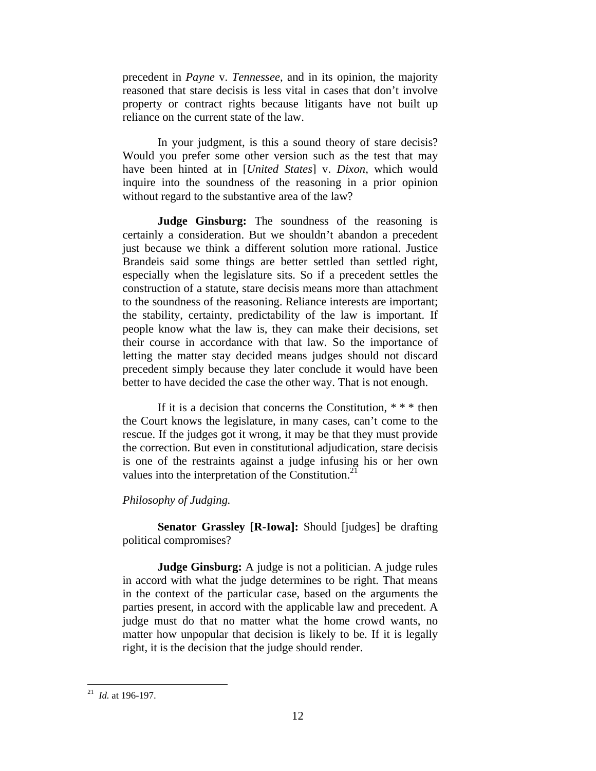precedent in *Payne* v. *Tennessee*, and in its opinion, the majority reasoned that stare decisis is less vital in cases that don't involve property or contract rights because litigants have not built up reliance on the current state of the law.

In your judgment, is this a sound theory of stare decisis? Would you prefer some other version such as the test that may have been hinted at in [*United States*] v. *Dixon*, which would inquire into the soundness of the reasoning in a prior opinion without regard to the substantive area of the law?

**Judge Ginsburg:** The soundness of the reasoning is certainly a consideration. But we shouldn't abandon a precedent just because we think a different solution more rational. Justice Brandeis said some things are better settled than settled right, especially when the legislature sits. So if a precedent settles the construction of a statute, stare decisis means more than attachment to the soundness of the reasoning. Reliance interests are important; the stability, certainty, predictability of the law is important. If people know what the law is, they can make their decisions, set their course in accordance with that law. So the importance of letting the matter stay decided means judges should not discard precedent simply because they later conclude it would have been better to have decided the case the other way. That is not enough.

If it is a decision that concerns the Constitution, * * * then the Court knows the legislature, in many cases, can't come to the rescue. If the judges got it wrong, it may be that they must provide the correction. But even in constitutional adjudication, stare decisis is one of the restraints against a judge infusing his or her own values into the interpretation of the Constitution.[21]

*Philosophy of Judging.*

**Senator Grassley [R-Iowa]:** Should [judges] be drafting political compromises?

**Judge Ginsburg:** A judge is not a politician. A judge rules in accord with what the judge determines to be right. That means in the context of the particular case, based on the arguments the parties present, in accord with the applicable law and precedent. A judge must do that no matter what the home crowd wants, no matter how unpopular that decision is likely to be. If it is legally right, it is the decision that the judge should render.

[21] *Id.* at 196-197.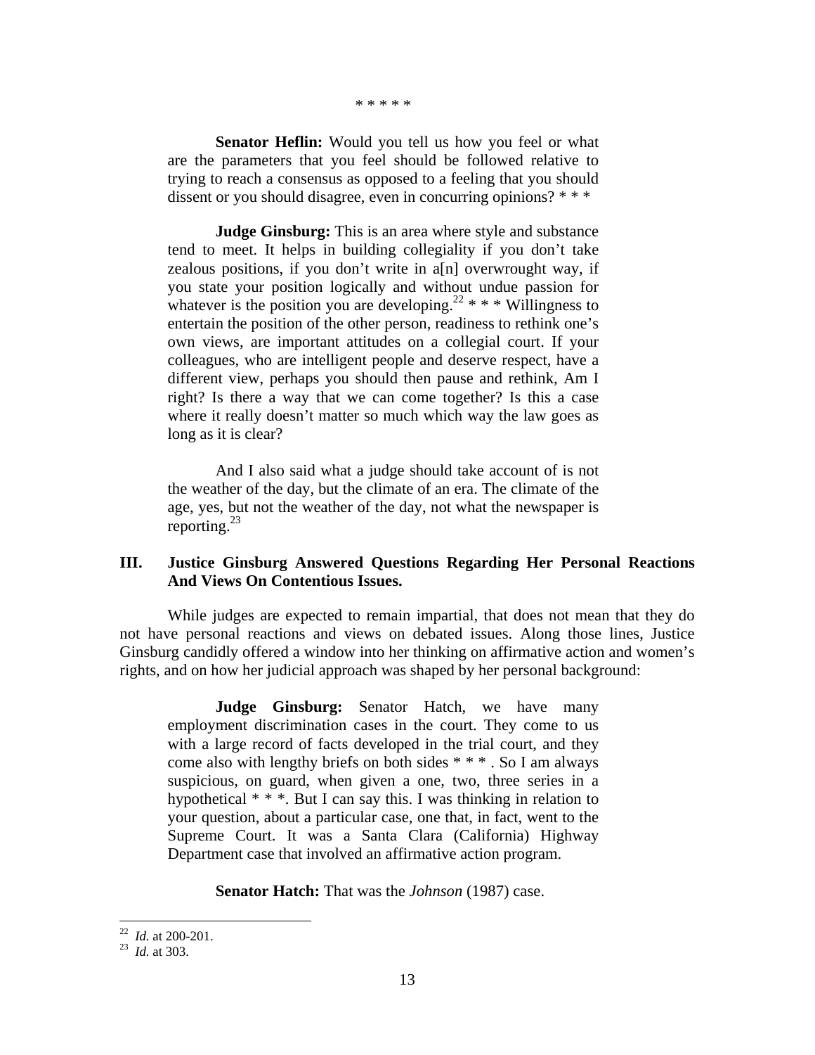\* \* \* \* \*

> **Senator Heflin:** Would you tell us how you feel or what are the parameters that you feel should be followed relative to trying to reach a consensus as opposed to a feeling that you should dissent or you should disagree, even in concurring opinions? * * *
>
> **Judge Ginsburg:** This is an area where style and substance tend to meet. It helps in building collegiality if you don't take zealous positions, if you don't write in a[n] overwrought way, if you state your position logically and without undue passion for whatever is the position you are developing.[22] * * * Willingness to entertain the position of the other person, readiness to rethink one's own views, are important attitudes on a collegial court. If your colleagues, who are intelligent people and deserve respect, have a different view, perhaps you should then pause and rethink, Am I right? Is there a way that we can come together? Is this a case where it really doesn't matter so much which way the law goes as long as it is clear?
>
> And I also said what a judge should take account of is not the weather of the day, but the climate of an era. The climate of the age, yes, but not the weather of the day, not what the newspaper is reporting.[23]

## III. Justice Ginsburg Answered Questions Regarding Her Personal Reactions And Views On Contentious Issues.

While judges are expected to remain impartial, that does not mean that they do not have personal reactions and views on debated issues. Along those lines, Justice Ginsburg candidly offered a window into her thinking on affirmative action and women's rights, and on how her judicial approach was shaped by her personal background:

> **Judge Ginsburg:** Senator Hatch, we have many employment discrimination cases in the court. They come to us with a large record of facts developed in the trial court, and they come also with lengthy briefs on both sides * * * . So I am always suspicious, on guard, when given a one, two, three series in a hypothetical * * *. But I can say this. I was thinking in relation to your question, about a particular case, one that, in fact, went to the Supreme Court. It was a Santa Clara (California) Highway Department case that involved an affirmative action program.
>
> **Senator Hatch:** That was the *Johnson* (1987) case.

---

[22] *Id.* at 200-201.

[23] *Id.* at 303.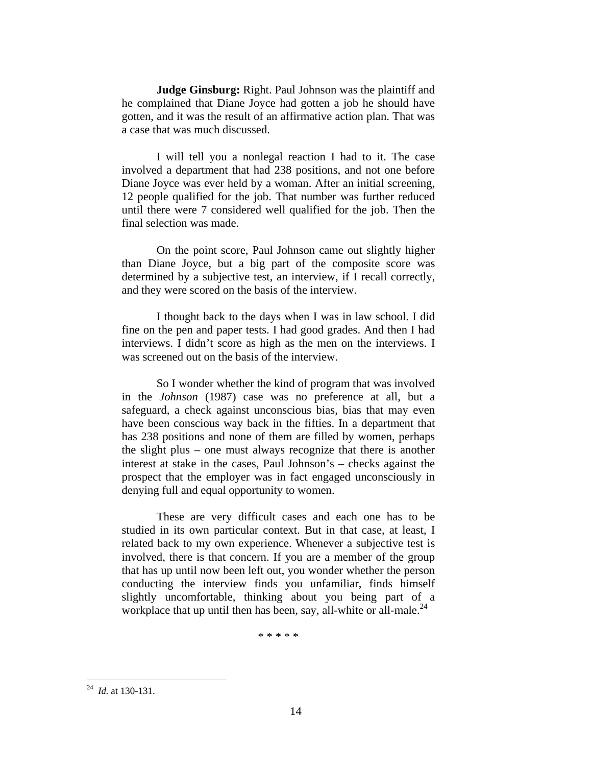**Judge Ginsburg:** Right. Paul Johnson was the plaintiff and he complained that Diane Joyce had gotten a job he should have gotten, and it was the result of an affirmative action plan. That was a case that was much discussed.

I will tell you a nonlegal reaction I had to it. The case involved a department that had 238 positions, and not one before Diane Joyce was ever held by a woman. After an initial screening, 12 people qualified for the job. That number was further reduced until there were 7 considered well qualified for the job. Then the final selection was made.

On the point score, Paul Johnson came out slightly higher than Diane Joyce, but a big part of the composite score was determined by a subjective test, an interview, if I recall correctly, and they were scored on the basis of the interview.

I thought back to the days when I was in law school. I did fine on the pen and paper tests. I had good grades. And then I had interviews. I didn't score as high as the men on the interviews. I was screened out on the basis of the interview.

So I wonder whether the kind of program that was involved in the *Johnson* (1987) case was no preference at all, but a safeguard, a check against unconscious bias, bias that may even have been conscious way back in the fifties. In a department that has 238 positions and none of them are filled by women, perhaps the slight plus – one must always recognize that there is another interest at stake in the cases, Paul Johnson's – checks against the prospect that the employer was in fact engaged unconsciously in denying full and equal opportunity to women.

These are very difficult cases and each one has to be studied in its own particular context. But in that case, at least, I related back to my own experience. Whenever a subjective test is involved, there is that concern. If you are a member of the group that has up until now been left out, you wonder whether the person conducting the interview finds you unfamiliar, finds himself slightly uncomfortable, thinking about you being part of a workplace that up until then has been, say, all-white or all-male.[24]

\* \* \* \* \*

[24] *Id.* at 130-131.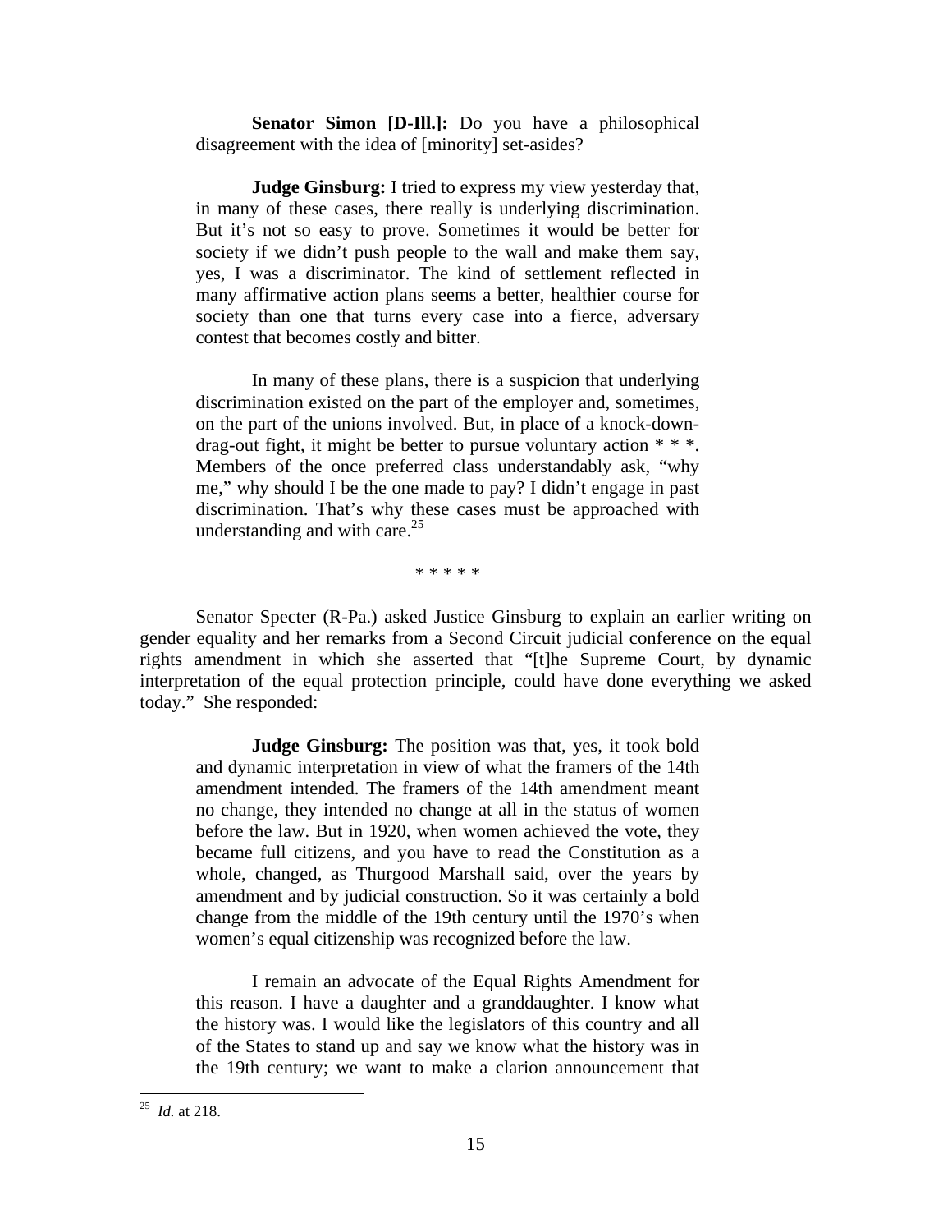> **Senator Simon [D-Ill.]:** Do you have a philosophical disagreement with the idea of [minority] set-asides?
>
> **Judge Ginsburg:** I tried to express my view yesterday that, in many of these cases, there really is underlying discrimination. But it's not so easy to prove. Sometimes it would be better for society if we didn't push people to the wall and make them say, yes, I was a discriminator. The kind of settlement reflected in many affirmative action plans seems a better, healthier course for society than one that turns every case into a fierce, adversary contest that becomes costly and bitter.
>
> In many of these plans, there is a suspicion that underlying discrimination existed on the part of the employer and, sometimes, on the part of the unions involved. But, in place of a knock-down-drag-out fight, it might be better to pursue voluntary action * * *. Members of the once preferred class understandably ask, "why me," why should I be the one made to pay? I didn't engage in past discrimination. That's why these cases must be approached with understanding and with care.[25]

\* \* \* \* \*

Senator Specter (R-Pa.) asked Justice Ginsburg to explain an earlier writing on gender equality and her remarks from a Second Circuit judicial conference on the equal rights amendment in which she asserted that "[t]he Supreme Court, by dynamic interpretation of the equal protection principle, could have done everything we asked today." She responded:

> **Judge Ginsburg:** The position was that, yes, it took bold and dynamic interpretation in view of what the framers of the 14th amendment intended. The framers of the 14th amendment meant no change, they intended no change at all in the status of women before the law. But in 1920, when women achieved the vote, they became full citizens, and you have to read the Constitution as a whole, changed, as Thurgood Marshall said, over the years by amendment and by judicial construction. So it was certainly a bold change from the middle of the 19th century until the 1970's when women's equal citizenship was recognized before the law.
>
> I remain an advocate of the Equal Rights Amendment for this reason. I have a daughter and a granddaughter. I know what the history was. I would like the legislators of this country and all of the States to stand up and say we know what the history was in the 19th century; we want to make a clarion announcement that

---

[25] *Id.* at 218.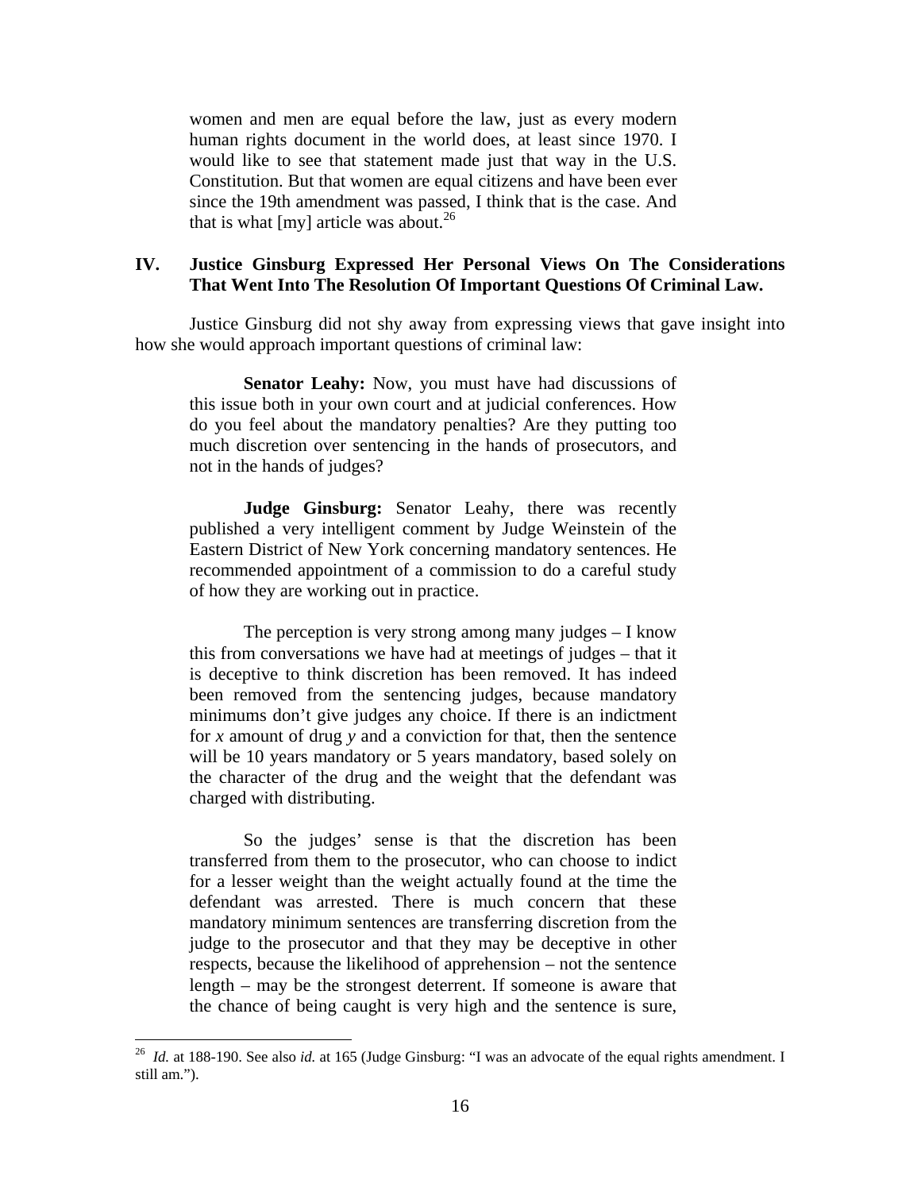> women and men are equal before the law, just as every modern human rights document in the world does, at least since 1970. I would like to see that statement made just that way in the U.S. Constitution. But that women are equal citizens and have been ever since the 19th amendment was passed, I think that is the case. And that is what [my] article was about.[26]

## IV. Justice Ginsburg Expressed Her Personal Views On The Considerations That Went Into The Resolution Of Important Questions Of Criminal Law.

Justice Ginsburg did not shy away from expressing views that gave insight into how she would approach important questions of criminal law:

> **Senator Leahy:** Now, you must have had discussions of this issue both in your own court and at judicial conferences. How do you feel about the mandatory penalties? Are they putting too much discretion over sentencing in the hands of prosecutors, and not in the hands of judges?
>
> **Judge Ginsburg:** Senator Leahy, there was recently published a very intelligent comment by Judge Weinstein of the Eastern District of New York concerning mandatory sentences. He recommended appointment of a commission to do a careful study of how they are working out in practice.
>
> The perception is very strong among many judges – I know this from conversations we have had at meetings of judges – that it is deceptive to think discretion has been removed. It has indeed been removed from the sentencing judges, because mandatory minimums don't give judges any choice. If there is an indictment for *x* amount of drug *y* and a conviction for that, then the sentence will be 10 years mandatory or 5 years mandatory, based solely on the character of the drug and the weight that the defendant was charged with distributing.
>
> So the judges' sense is that the discretion has been transferred from them to the prosecutor, who can choose to indict for a lesser weight than the weight actually found at the time the defendant was arrested. There is much concern that these mandatory minimum sentences are transferring discretion from the judge to the prosecutor and that they may be deceptive in other respects, because the likelihood of apprehension – not the sentence length – may be the strongest deterrent. If someone is aware that the chance of being caught is very high and the sentence is sure,

---

[26] *Id.* at 188-190. See also *id.* at 165 (Judge Ginsburg: "I was an advocate of the equal rights amendment. I still am.").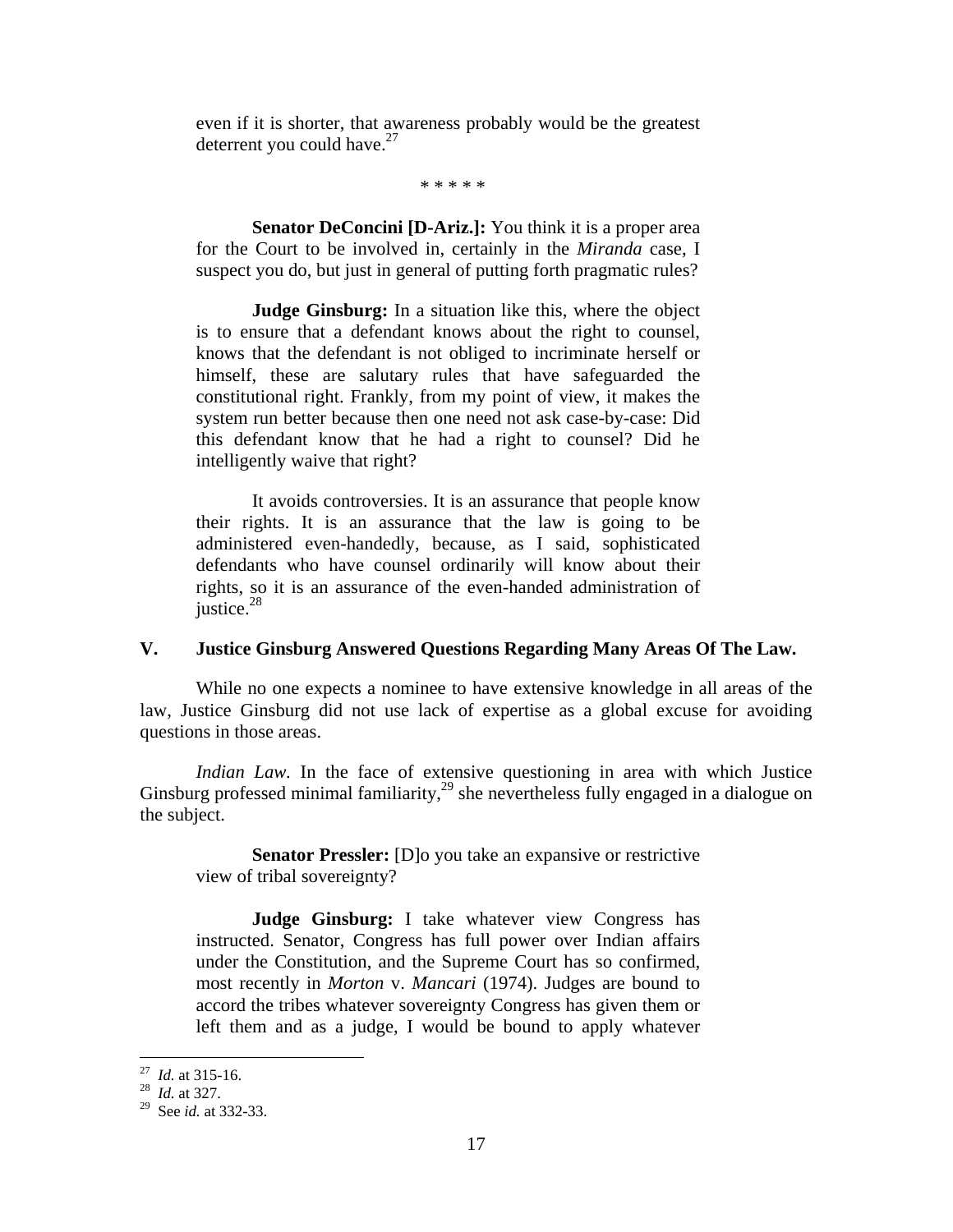even if it is shorter, that awareness probably would be the greatest deterrent you could have.[27]

\* \* \* \* \*

**Senator DeConcini [D-Ariz.]:** You think it is a proper area for the Court to be involved in, certainly in the *Miranda* case, I suspect you do, but just in general of putting forth pragmatic rules?

**Judge Ginsburg:** In a situation like this, where the object is to ensure that a defendant knows about the right to counsel, knows that the defendant is not obliged to incriminate herself or himself, these are salutary rules that have safeguarded the constitutional right. Frankly, from my point of view, it makes the system run better because then one need not ask case-by-case: Did this defendant know that he had a right to counsel? Did he intelligently waive that right?

It avoids controversies. It is an assurance that people know their rights. It is an assurance that the law is going to be administered even-handedly, because, as I said, sophisticated defendants who have counsel ordinarily will know about their rights, so it is an assurance of the even-handed administration of justice.[28]

## V. Justice Ginsburg Answered Questions Regarding Many Areas Of The Law.

While no one expects a nominee to have extensive knowledge in all areas of the law, Justice Ginsburg did not use lack of expertise as a global excuse for avoiding questions in those areas.

*Indian Law.* In the face of extensive questioning in area with which Justice Ginsburg professed minimal familiarity,[29] she nevertheless fully engaged in a dialogue on the subject.

**Senator Pressler:** [D]o you take an expansive or restrictive view of tribal sovereignty?

**Judge Ginsburg:** I take whatever view Congress has instructed. Senator, Congress has full power over Indian affairs under the Constitution, and the Supreme Court has so confirmed, most recently in *Morton* v. *Mancari* (1974). Judges are bound to accord the tribes whatever sovereignty Congress has given them or left them and as a judge, I would be bound to apply whatever

---

[27] *Id.* at 315-16.

[28] *Id.* at 327.

[29] See *id.* at 332-33.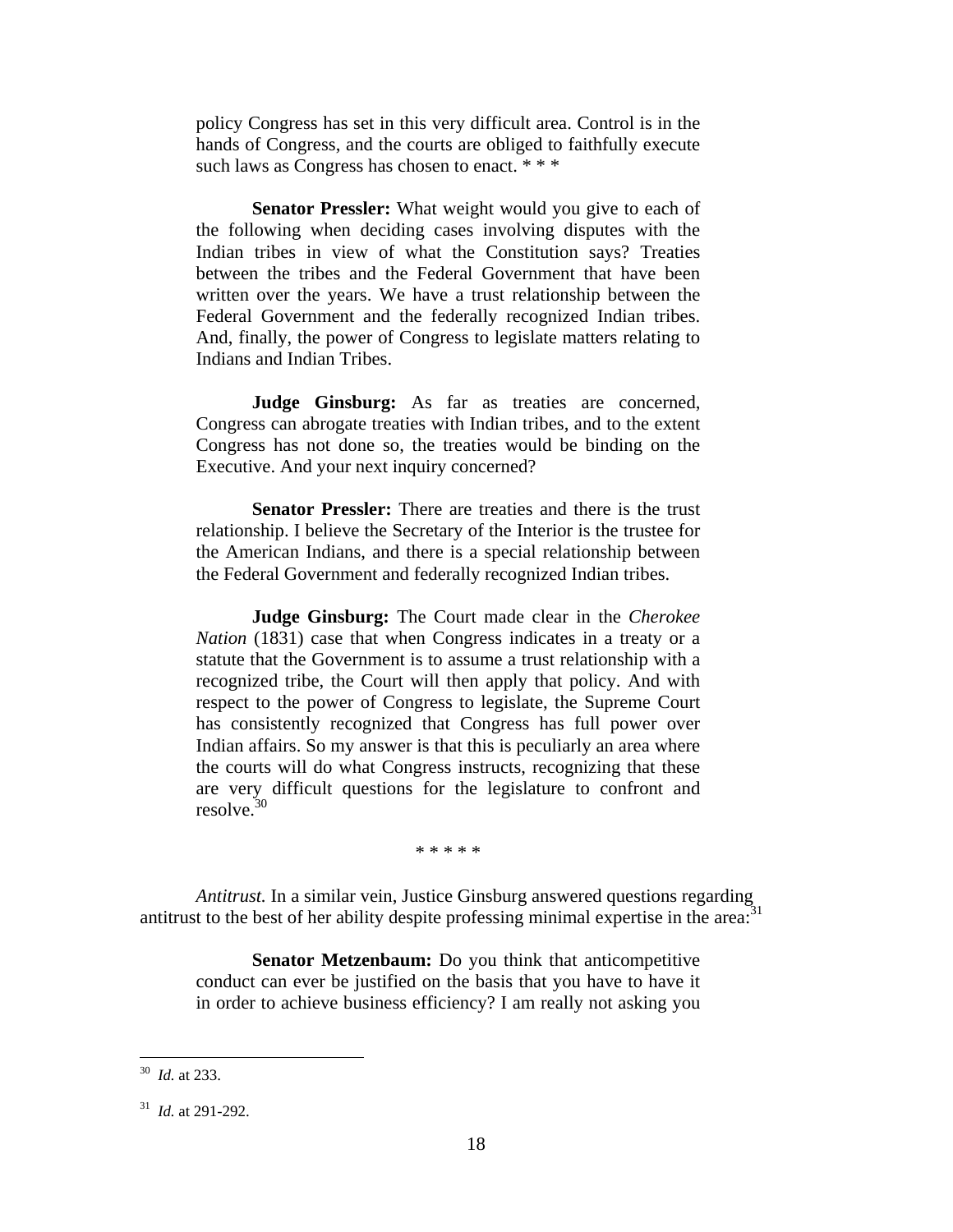policy Congress has set in this very difficult area. Control is in the hands of Congress, and the courts are obliged to faithfully execute such laws as Congress has chosen to enact. * * *

**Senator Pressler:** What weight would you give to each of the following when deciding cases involving disputes with the Indian tribes in view of what the Constitution says? Treaties between the tribes and the Federal Government that have been written over the years. We have a trust relationship between the Federal Government and the federally recognized Indian tribes. And, finally, the power of Congress to legislate matters relating to Indians and Indian Tribes.

**Judge Ginsburg:** As far as treaties are concerned, Congress can abrogate treaties with Indian tribes, and to the extent Congress has not done so, the treaties would be binding on the Executive. And your next inquiry concerned?

**Senator Pressler:** There are treaties and there is the trust relationship. I believe the Secretary of the Interior is the trustee for the American Indians, and there is a special relationship between the Federal Government and federally recognized Indian tribes.

**Judge Ginsburg:** The Court made clear in the *Cherokee Nation* (1831) case that when Congress indicates in a treaty or a statute that the Government is to assume a trust relationship with a recognized tribe, the Court will then apply that policy. And with respect to the power of Congress to legislate, the Supreme Court has consistently recognized that Congress has full power over Indian affairs. So my answer is that this is peculiarly an area where the courts will do what Congress instructs, recognizing that these are very difficult questions for the legislature to confront and resolve.[30]

\* \* \* \* \*

*Antitrust.* In a similar vein, Justice Ginsburg answered questions regarding antitrust to the best of her ability despite professing minimal expertise in the area:[31]

**Senator Metzenbaum:** Do you think that anticompetitive conduct can ever be justified on the basis that you have to have it in order to achieve business efficiency? I am really not asking you

---

30 *Id.* at 233.

31 *Id.* at 291-292.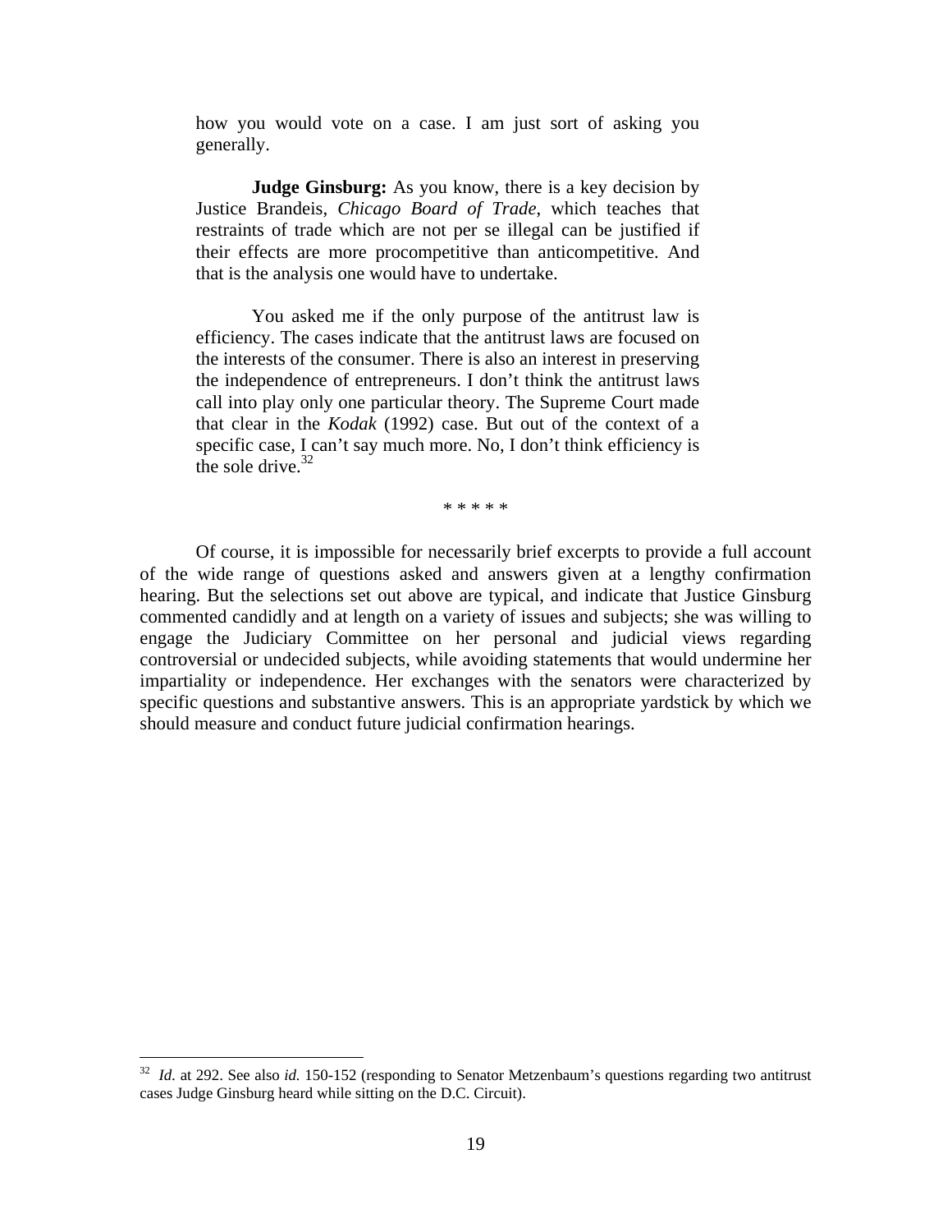> how you would vote on a case. I am just sort of asking you generally.
>
> **Judge Ginsburg:** As you know, there is a key decision by Justice Brandeis, *Chicago Board of Trade*, which teaches that restraints of trade which are not per se illegal can be justified if their effects are more procompetitive than anticompetitive. And that is the analysis one would have to undertake.
>
> You asked me if the only purpose of the antitrust law is efficiency. The cases indicate that the antitrust laws are focused on the interests of the consumer. There is also an interest in preserving the independence of entrepreneurs. I don't think the antitrust laws call into play only one particular theory. The Supreme Court made that clear in the *Kodak* (1992) case. But out of the context of a specific case, I can't say much more. No, I don't think efficiency is the sole drive.[32]

\* \* \* \* \*

Of course, it is impossible for necessarily brief excerpts to provide a full account of the wide range of questions asked and answers given at a lengthy confirmation hearing. But the selections set out above are typical, and indicate that Justice Ginsburg commented candidly and at length on a variety of issues and subjects; she was willing to engage the Judiciary Committee on her personal and judicial views regarding controversial or undecided subjects, while avoiding statements that would undermine her impartiality or independence. Her exchanges with the senators were characterized by specific questions and substantive answers. This is an appropriate yardstick by which we should measure and conduct future judicial confirmation hearings.

---

[32] *Id.* at 292. See also *id.* 150-152 (responding to Senator Metzenbaum's questions regarding two antitrust cases Judge Ginsburg heard while sitting on the D.C. Circuit).